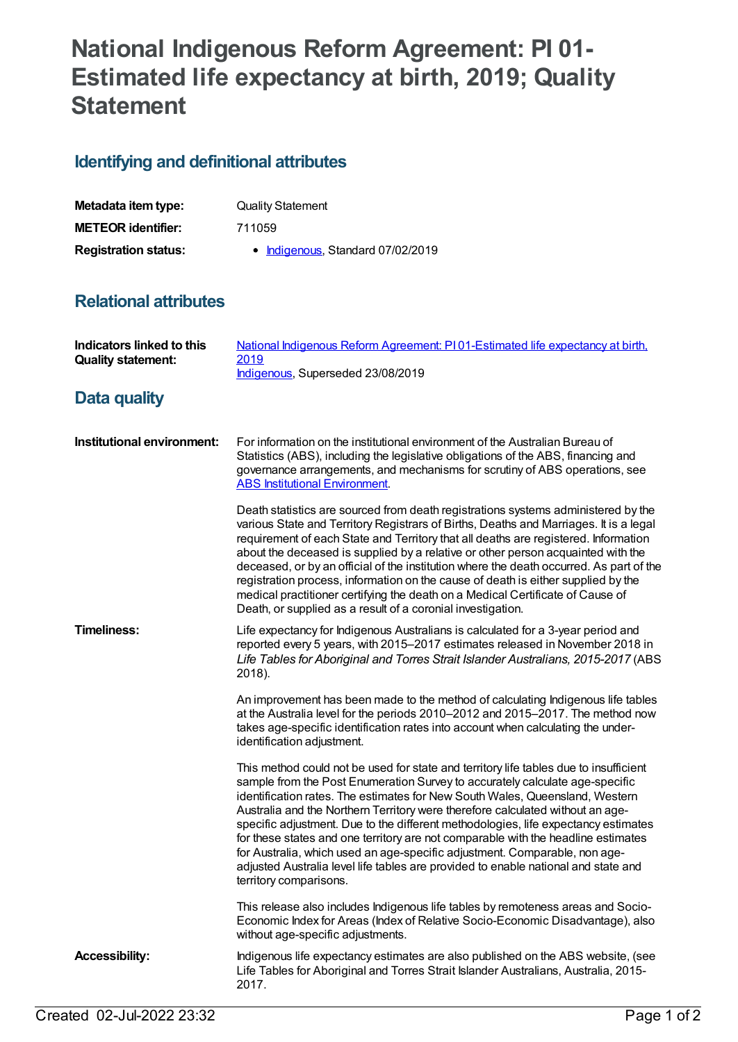# National Indigenous Reform Agreement: PI 01-Estimated life expectancy at birth, 2019; Quality Statement

## Identifying and definitional attributes

| | |
|---|---|
| **Metadata item type:** | Quality Statement |
| **METEOR identifier:** | 711059 |
| **Registration status:** | • Indigenous, Standard 07/02/2019 |

## Relational attributes

| | |
|---|---|
| **Indicators linked to this Quality statement:** | National Indigenous Reform Agreement: PI 01-Estimated life expectancy at birth, 2019<br>Indigenous, Superseded 23/08/2019 |

## Data quality

**Institutional environment:**

For information on the institutional environment of the Australian Bureau of Statistics (ABS), including the legislative obligations of the ABS, financing and governance arrangements, and mechanisms for scrutiny of ABS operations, see ABS Institutional Environment.

Death statistics are sourced from death registrations systems administered by the various State and Territory Registrars of Births, Deaths and Marriages. It is a legal requirement of each State and Territory that all deaths are registered. Information about the deceased is supplied by a relative or other person acquainted with the deceased, or by an official of the institution where the death occurred. As part of the registration process, information on the cause of death is either supplied by the medical practitioner certifying the death on a Medical Certificate of Cause of Death, or supplied as a result of a coronial investigation.

**Timeliness:**

Life expectancy for Indigenous Australians is calculated for a 3-year period and reported every 5 years, with 2015–2017 estimates released in November 2018 in *Life Tables for Aboriginal and Torres Strait Islander Australians, 2015-2017* (ABS 2018).

An improvement has been made to the method of calculating Indigenous life tables at the Australia level for the periods 2010–2012 and 2015–2017. The method now takes age-specific identification rates into account when calculating the under-identification adjustment.

This method could not be used for state and territory life tables due to insufficient sample from the Post Enumeration Survey to accurately calculate age-specific identification rates. The estimates for New South Wales, Queensland, Western Australia and the Northern Territory were therefore calculated without an age-specific adjustment. Due to the different methodologies, life expectancy estimates for these states and one territory are not comparable with the headline estimates for Australia, which used an age-specific adjustment. Comparable, non age-adjusted Australia level life tables are provided to enable national and state and territory comparisons.

This release also includes Indigenous life tables by remoteness areas and Socio-Economic Index for Areas (Index of Relative Socio-Economic Disadvantage), also without age-specific adjustments.

**Accessibility:**

Indigenous life expectancy estimates are also published on the ABS website, (see Life Tables for Aboriginal and Torres Strait Islander Australians, Australia, 2015-2017.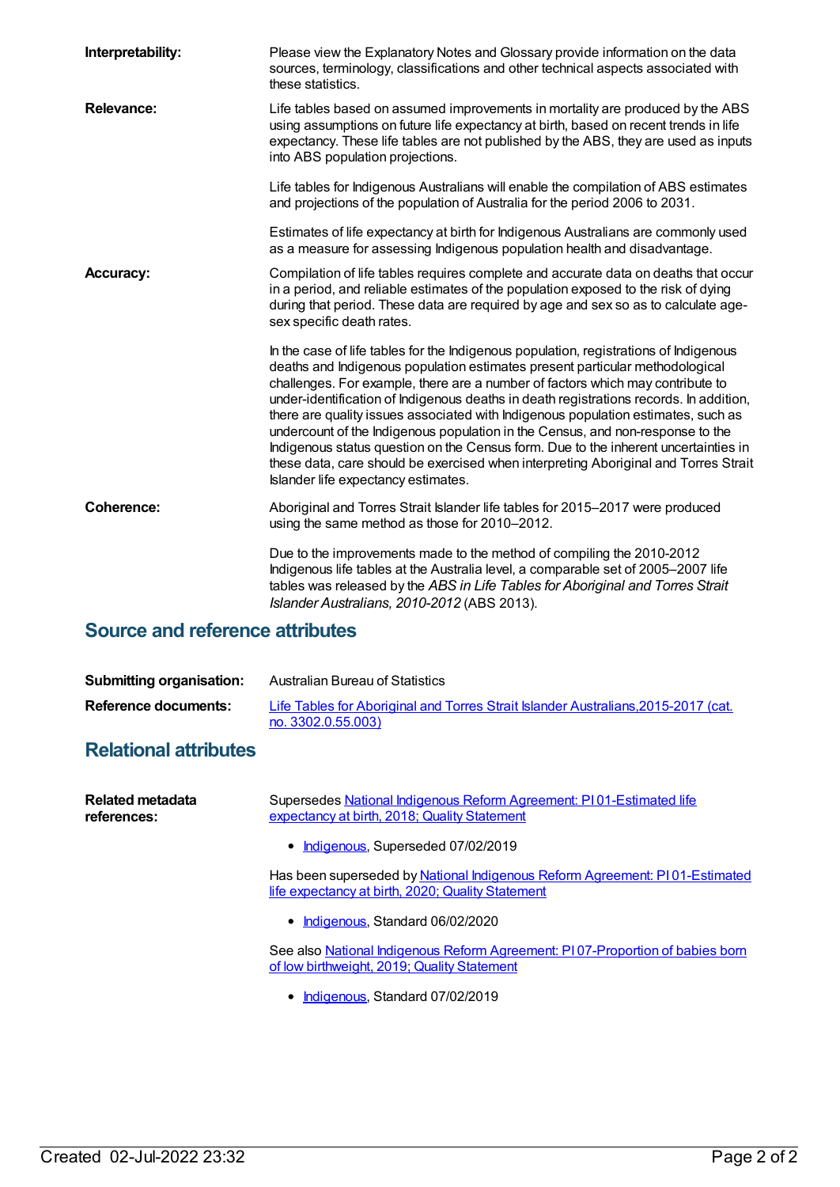**Interpretability:** Please view the Explanatory Notes and Glossary provide information on the data sources, terminology, classifications and other technical aspects associated with these statistics.

**Relevance:** Life tables based on assumed improvements in mortality are produced by the ABS using assumptions on future life expectancy at birth, based on recent trends in life expectancy. These life tables are not published by the ABS, they are used as inputs into ABS population projections.

Life tables for Indigenous Australians will enable the compilation of ABS estimates and projections of the population of Australia for the period 2006 to 2031.

Estimates of life expectancy at birth for Indigenous Australians are commonly used as a measure for assessing Indigenous population health and disadvantage.

**Accuracy:** Compilation of life tables requires complete and accurate data on deaths that occur in a period, and reliable estimates of the population exposed to the risk of dying during that period. These data are required by age and sex so as to calculate age-sex specific death rates.

In the case of life tables for the Indigenous population, registrations of Indigenous deaths and Indigenous population estimates present particular methodological challenges. For example, there are a number of factors which may contribute to under-identification of Indigenous deaths in death registrations records. In addition, there are quality issues associated with Indigenous population estimates, such as undercount of the Indigenous population in the Census, and non-response to the Indigenous status question on the Census form. Due to the inherent uncertainties in these data, care should be exercised when interpreting Aboriginal and Torres Strait Islander life expectancy estimates.

**Coherence:** Aboriginal and Torres Strait Islander life tables for 2015–2017 were produced using the same method as those for 2010–2012.

Due to the improvements made to the method of compiling the 2010-2012 Indigenous life tables at the Australia level, a comparable set of 2005–2007 life tables was released by the *ABS in Life Tables for Aboriginal and Torres Strait Islander Australians, 2010-2012* (ABS 2013).

## Source and reference attributes

**Submitting organisation:** Australian Bureau of Statistics

**Reference documents:** Life Tables for Aboriginal and Torres Strait Islander Australians,2015-2017 (cat. no. 3302.0.55.003)

## Relational attributes

**Related metadata references:**

Supersedes National Indigenous Reform Agreement: PI 01-Estimated life expectancy at birth, 2018; Quality Statement

- Indigenous, Superseded 07/02/2019

Has been superseded by National Indigenous Reform Agreement: PI 01-Estimated life expectancy at birth, 2020; Quality Statement

- Indigenous, Standard 06/02/2020

See also National Indigenous Reform Agreement: PI 07-Proportion of babies born of low birthweight, 2019; Quality Statement

- Indigenous, Standard 07/02/2019